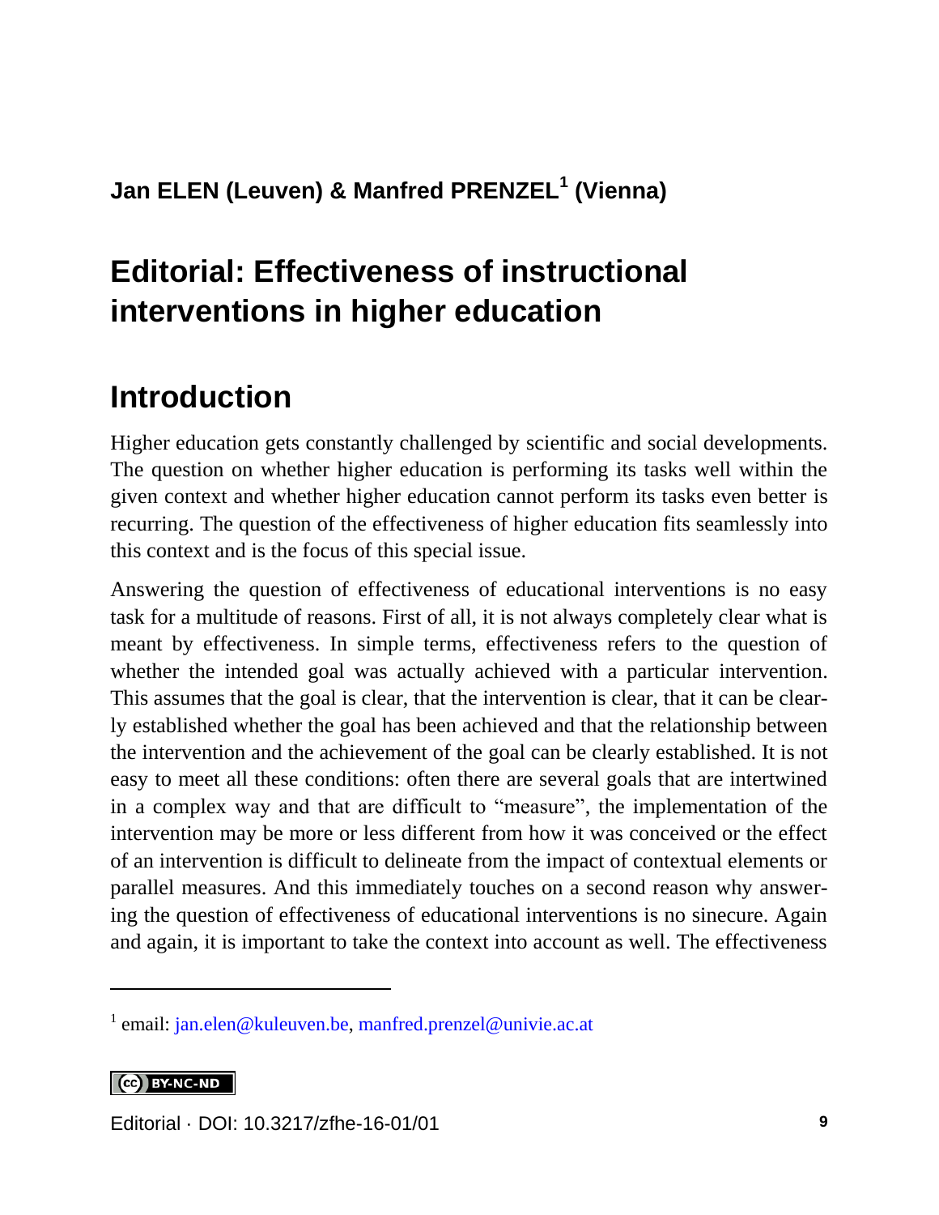**Jan ELEN (Leuven) & Manfred PRENZEL[1] (Vienna)**

# Editorial: Effectiveness of instructional interventions in higher education

## Introduction

Higher education gets constantly challenged by scientific and social developments. The question on whether higher education is performing its tasks well within the given context and whether higher education cannot perform its tasks even better is recurring. The question of the effectiveness of higher education fits seamlessly into this context and is the focus of this special issue.

Answering the question of effectiveness of educational interventions is no easy task for a multitude of reasons. First of all, it is not always completely clear what is meant by effectiveness. In simple terms, effectiveness refers to the question of whether the intended goal was actually achieved with a particular intervention. This assumes that the goal is clear, that the intervention is clear, that it can be clearly established whether the goal has been achieved and that the relationship between the intervention and the achievement of the goal can be clearly established. It is not easy to meet all these conditions: often there are several goals that are intertwined in a complex way and that are difficult to "measure", the implementation of the intervention may be more or less different from how it was conceived or the effect of an intervention is difficult to delineate from the impact of contextual elements or parallel measures. And this immediately touches on a second reason why answering the question of effectiveness of educational interventions is no sinecure. Again and again, it is important to take the context into account as well. The effectiveness

[1] email: jan.elen@kuleuven.be, manfred.prenzel@univie.ac.at

Editorial · DOI: 10.3217/zfhe-16-01/01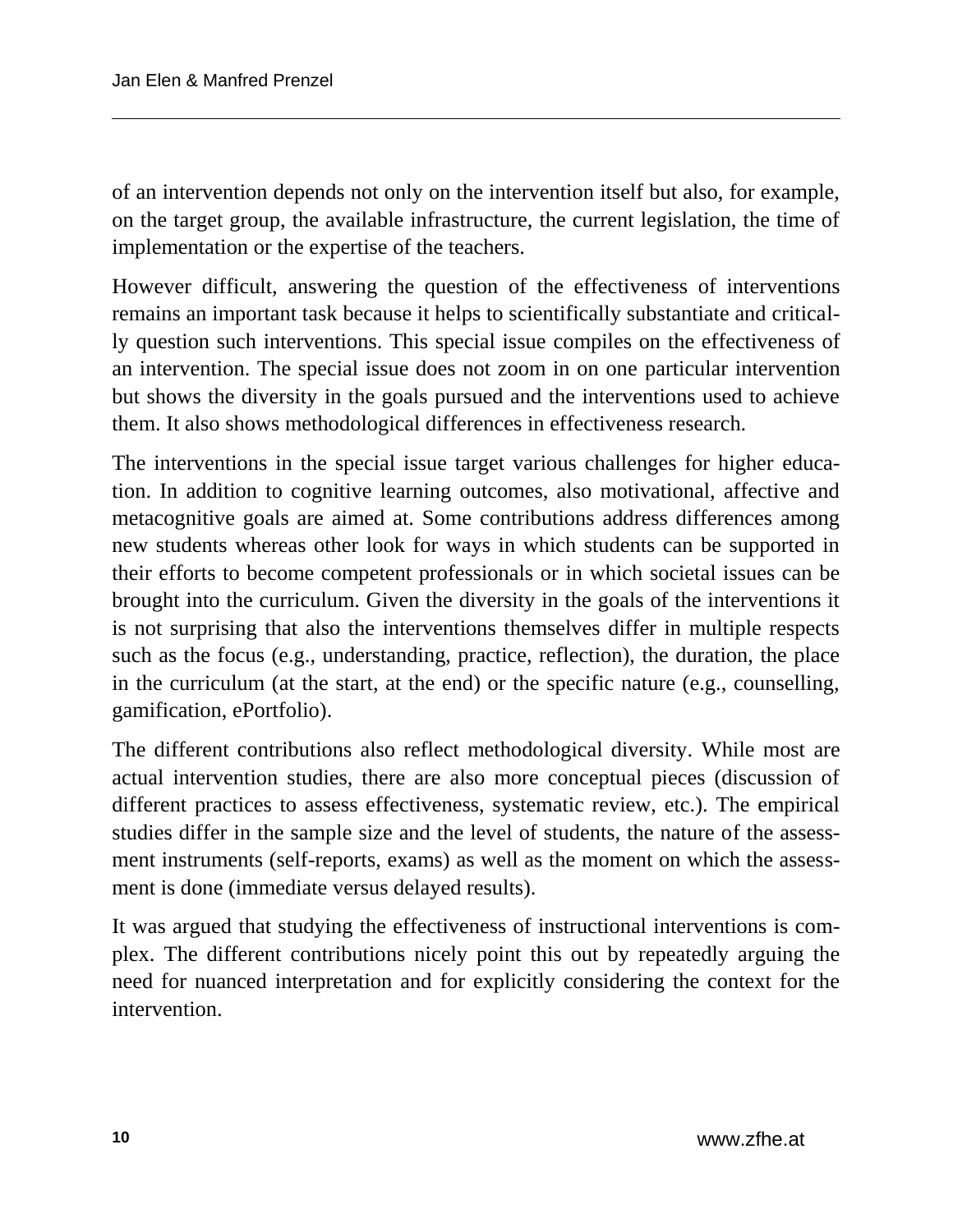of an intervention depends not only on the intervention itself but also, for example, on the target group, the available infrastructure, the current legislation, the time of implementation or the expertise of the teachers.

However difficult, answering the question of the effectiveness of interventions remains an important task because it helps to scientifically substantiate and critically question such interventions. This special issue compiles on the effectiveness of an intervention. The special issue does not zoom in on one particular intervention but shows the diversity in the goals pursued and the interventions used to achieve them. It also shows methodological differences in effectiveness research.

The interventions in the special issue target various challenges for higher education. In addition to cognitive learning outcomes, also motivational, affective and metacognitive goals are aimed at. Some contributions address differences among new students whereas other look for ways in which students can be supported in their efforts to become competent professionals or in which societal issues can be brought into the curriculum. Given the diversity in the goals of the interventions it is not surprising that also the interventions themselves differ in multiple respects such as the focus (e.g., understanding, practice, reflection), the duration, the place in the curriculum (at the start, at the end) or the specific nature (e.g., counselling, gamification, ePortfolio).

The different contributions also reflect methodological diversity. While most are actual intervention studies, there are also more conceptual pieces (discussion of different practices to assess effectiveness, systematic review, etc.). The empirical studies differ in the sample size and the level of students, the nature of the assessment instruments (self-reports, exams) as well as the moment on which the assessment is done (immediate versus delayed results).

It was argued that studying the effectiveness of instructional interventions is complex. The different contributions nicely point this out by repeatedly arguing the need for nuanced interpretation and for explicitly considering the context for the intervention.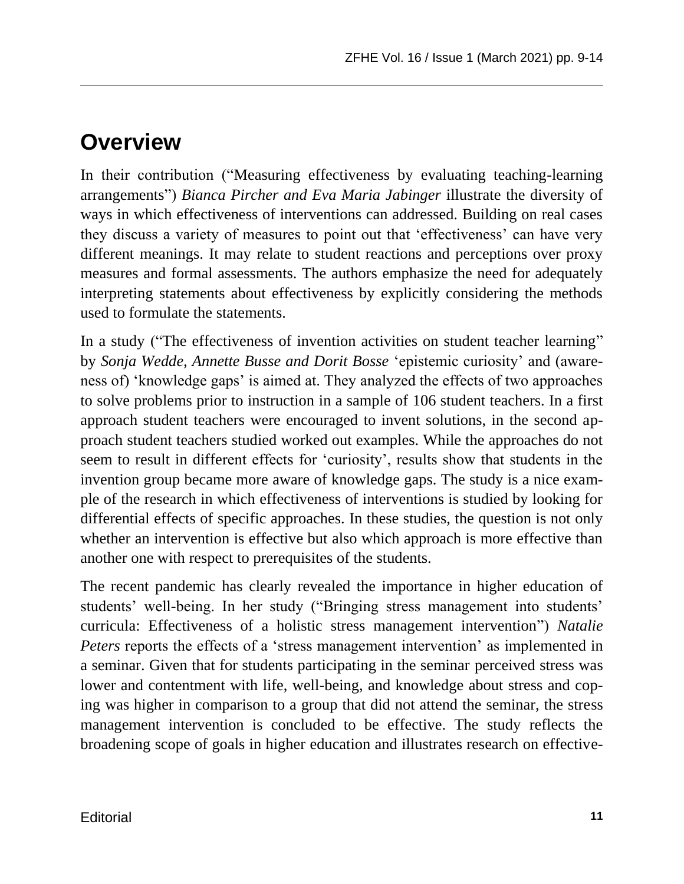# Overview

In their contribution ("Measuring effectiveness by evaluating teaching-learning arrangements") *Bianca Pircher and Eva Maria Jabinger* illustrate the diversity of ways in which effectiveness of interventions can addressed. Building on real cases they discuss a variety of measures to point out that 'effectiveness' can have very different meanings. It may relate to student reactions and perceptions over proxy measures and formal assessments. The authors emphasize the need for adequately interpreting statements about effectiveness by explicitly considering the methods used to formulate the statements.

In a study ("The effectiveness of invention activities on student teacher learning" by *Sonja Wedde, Annette Busse and Dorit Bosse* 'epistemic curiosity' and (awareness of) 'knowledge gaps' is aimed at. They analyzed the effects of two approaches to solve problems prior to instruction in a sample of 106 student teachers. In a first approach student teachers were encouraged to invent solutions, in the second approach student teachers studied worked out examples. While the approaches do not seem to result in different effects for 'curiosity', results show that students in the invention group became more aware of knowledge gaps. The study is a nice example of the research in which effectiveness of interventions is studied by looking for differential effects of specific approaches. In these studies, the question is not only whether an intervention is effective but also which approach is more effective than another one with respect to prerequisites of the students.

The recent pandemic has clearly revealed the importance in higher education of students' well-being. In her study ("Bringing stress management into students' curricula: Effectiveness of a holistic stress management intervention") *Natalie Peters* reports the effects of a 'stress management intervention' as implemented in a seminar. Given that for students participating in the seminar perceived stress was lower and contentment with life, well-being, and knowledge about stress and coping was higher in comparison to a group that did not attend the seminar, the stress management intervention is concluded to be effective. The study reflects the broadening scope of goals in higher education and illustrates research on effective-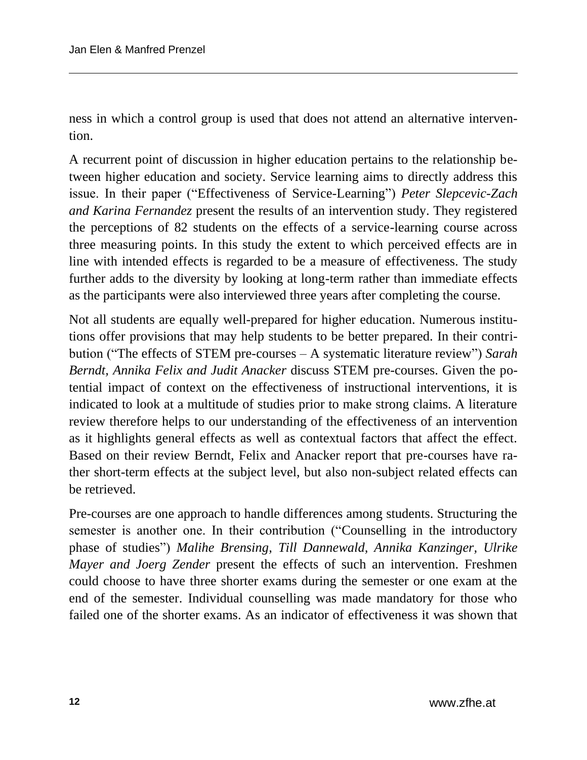ness in which a control group is used that does not attend an alternative intervention.

A recurrent point of discussion in higher education pertains to the relationship between higher education and society. Service learning aims to directly address this issue. In their paper ("Effectiveness of Service-Learning") *Peter Slepcevic-Zach and Karina Fernandez* present the results of an intervention study. They registered the perceptions of 82 students on the effects of a service-learning course across three measuring points. In this study the extent to which perceived effects are in line with intended effects is regarded to be a measure of effectiveness. The study further adds to the diversity by looking at long-term rather than immediate effects as the participants were also interviewed three years after completing the course.

Not all students are equally well-prepared for higher education. Numerous institutions offer provisions that may help students to be better prepared. In their contribution ("The effects of STEM pre-courses – A systematic literature review") *Sarah Berndt, Annika Felix and Judit Anacker* discuss STEM pre-courses. Given the potential impact of context on the effectiveness of instructional interventions, it is indicated to look at a multitude of studies prior to make strong claims. A literature review therefore helps to our understanding of the effectiveness of an intervention as it highlights general effects as well as contextual factors that affect the effect. Based on their review Berndt, Felix and Anacker report that pre-courses have rather short-term effects at the subject level, but also non-subject related effects can be retrieved.

Pre-courses are one approach to handle differences among students. Structuring the semester is another one. In their contribution ("Counselling in the introductory phase of studies") *Malihe Brensing, Till Dannewald, Annika Kanzinger, Ulrike Mayer and Joerg Zender* present the effects of such an intervention. Freshmen could choose to have three shorter exams during the semester or one exam at the end of the semester. Individual counselling was made mandatory for those who failed one of the shorter exams. As an indicator of effectiveness it was shown that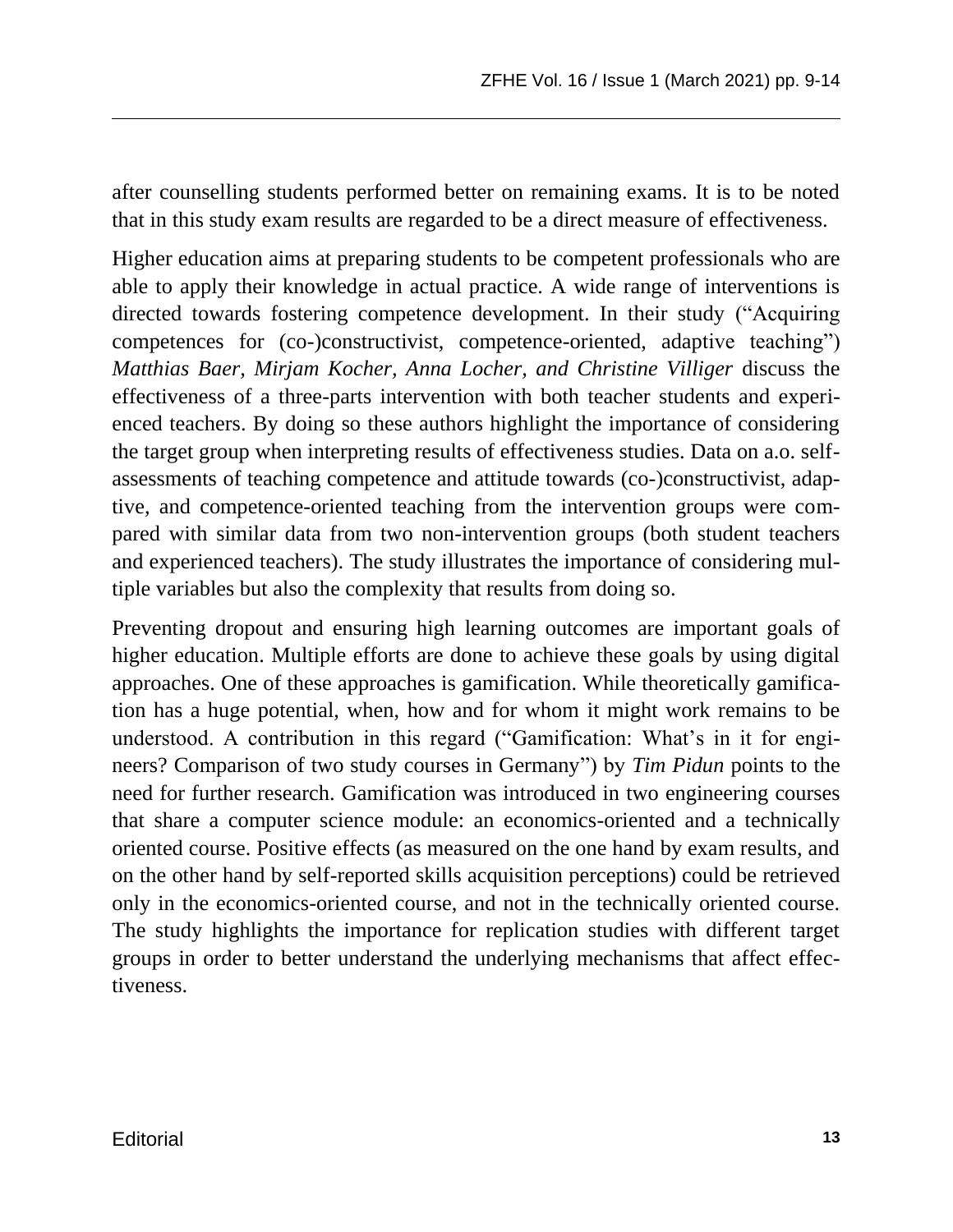after counselling students performed better on remaining exams. It is to be noted that in this study exam results are regarded to be a direct measure of effectiveness.

Higher education aims at preparing students to be competent professionals who are able to apply their knowledge in actual practice. A wide range of interventions is directed towards fostering competence development. In their study ("Acquiring competences for (co-)constructivist, competence-oriented, adaptive teaching") *Matthias Baer, Mirjam Kocher, Anna Locher, and Christine Villiger* discuss the effectiveness of a three-parts intervention with both teacher students and experienced teachers. By doing so these authors highlight the importance of considering the target group when interpreting results of effectiveness studies. Data on a.o. self-assessments of teaching competence and attitude towards (co-)constructivist, adaptive, and competence-oriented teaching from the intervention groups were compared with similar data from two non-intervention groups (both student teachers and experienced teachers). The study illustrates the importance of considering multiple variables but also the complexity that results from doing so.

Preventing dropout and ensuring high learning outcomes are important goals of higher education. Multiple efforts are done to achieve these goals by using digital approaches. One of these approaches is gamification. While theoretically gamification has a huge potential, when, how and for whom it might work remains to be understood. A contribution in this regard ("Gamification: What's in it for engineers? Comparison of two study courses in Germany") by *Tim Pidun* points to the need for further research. Gamification was introduced in two engineering courses that share a computer science module: an economics-oriented and a technically oriented course. Positive effects (as measured on the one hand by exam results, and on the other hand by self-reported skills acquisition perceptions) could be retrieved only in the economics-oriented course, and not in the technically oriented course. The study highlights the importance for replication studies with different target groups in order to better understand the underlying mechanisms that affect effectiveness.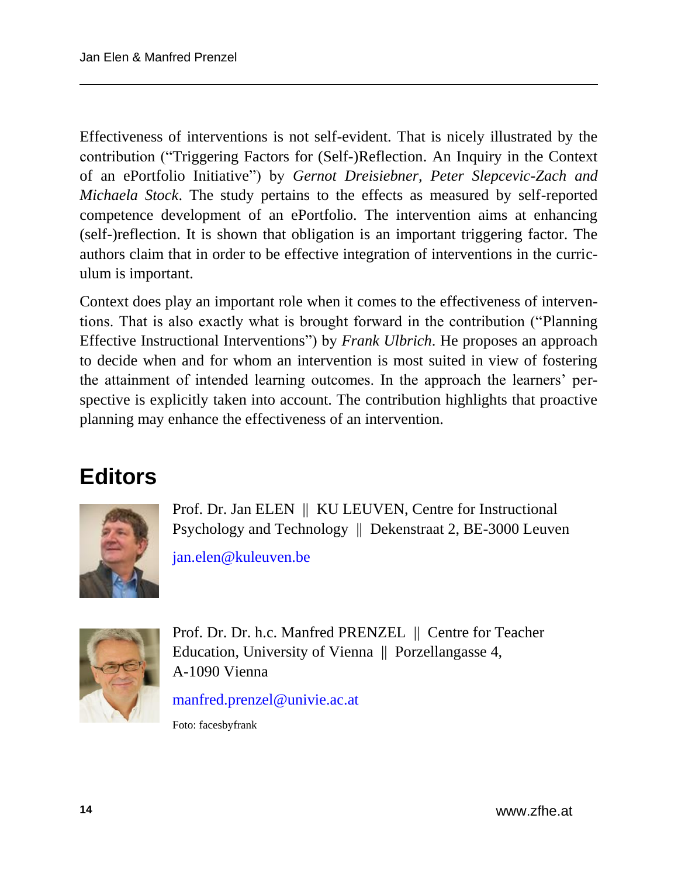Effectiveness of interventions is not self-evident. That is nicely illustrated by the contribution ("Triggering Factors for (Self-)Reflection. An Inquiry in the Context of an ePortfolio Initiative") by *Gernot Dreisiebner, Peter Slepcevic-Zach and Michaela Stock*. The study pertains to the effects as measured by self-reported competence development of an ePortfolio. The intervention aims at enhancing (self-)reflection. It is shown that obligation is an important triggering factor. The authors claim that in order to be effective integration of interventions in the curriculum is important.

Context does play an important role when it comes to the effectiveness of interventions. That is also exactly what is brought forward in the contribution ("Planning Effective Instructional Interventions") by *Frank Ulbrich*. He proposes an approach to decide when and for whom an intervention is most suited in view of fostering the attainment of intended learning outcomes. In the approach the learners' perspective is explicitly taken into account. The contribution highlights that proactive planning may enhance the effectiveness of an intervention.

## Editors

Prof. Dr. Jan ELEN || KU LEUVEN, Centre for Instructional Psychology and Technology || Dekenstraat 2, BE-3000 Leuven

jan.elen@kuleuven.be

Prof. Dr. Dr. h.c. Manfred PRENZEL || Centre for Teacher Education, University of Vienna || Porzellangasse 4, A-1090 Vienna

manfred.prenzel@univie.ac.at

Foto: facesbyfrank